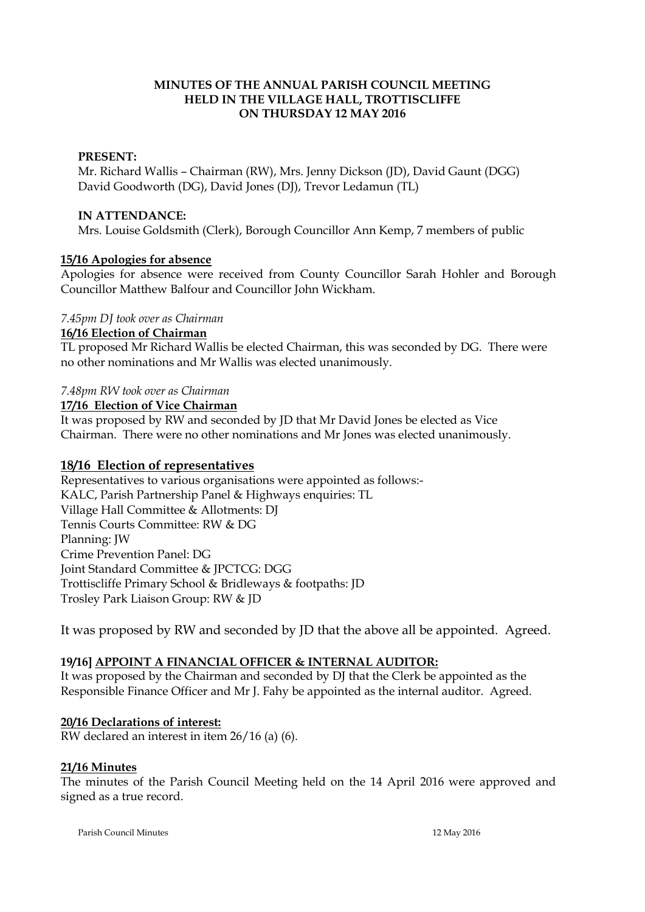# MINUTES OF THE ANNUAL PARISH COUNCIL MEETING HELD IN THE VILLAGE HALL, TROTTISCLIFFE ON THURSDAY 12 MAY 2016

**PRESENT:**

Mr. Richard Wallis – Chairman (RW), Mrs. Jenny Dickson (JD), David Gaunt (DGG) David Goodworth (DG), David Jones (DJ), Trevor Ledamun (TL)

**IN ATTENDANCE:**

Mrs. Louise Goldsmith (Clerk), Borough Councillor Ann Kemp, 7 members of public

**15/16 Apologies for absence**

Apologies for absence were received from County Councillor Sarah Hohler and Borough Councillor Matthew Balfour and Councillor John Wickham.

*7.45pm DJ took over as Chairman*

**16/16 Election of Chairman**

TL proposed Mr Richard Wallis be elected Chairman, this was seconded by DG. There were no other nominations and Mr Wallis was elected unanimously.

*7.48pm RW took over as Chairman*

**17/16 Election of Vice Chairman**

It was proposed by RW and seconded by JD that Mr David Jones be elected as Vice Chairman. There were no other nominations and Mr Jones was elected unanimously.

## 18/16 Election of representatives

Representatives to various organisations were appointed as follows:-

KALC, Parish Partnership Panel & Highways enquiries: TL
Village Hall Committee & Allotments: DJ
Tennis Courts Committee: RW & DG
Planning: JW
Crime Prevention Panel: DG
Joint Standard Committee & JPCTCG: DGG
Trottiscliffe Primary School & Bridleways & footpaths: JD
Trosley Park Liaison Group: RW & JD

It was proposed by RW and seconded by JD that the above all be appointed. Agreed.

**19/16] APPOINT A FINANCIAL OFFICER & INTERNAL AUDITOR:**

It was proposed by the Chairman and seconded by DJ that the Clerk be appointed as the Responsible Finance Officer and Mr J. Fahy be appointed as the internal auditor. Agreed.

**20/16 Declarations of interest:**

RW declared an interest in item 26/16 (a) (6).

**21/16 Minutes**

The minutes of the Parish Council Meeting held on the 14 April 2016 were approved and signed as a true record.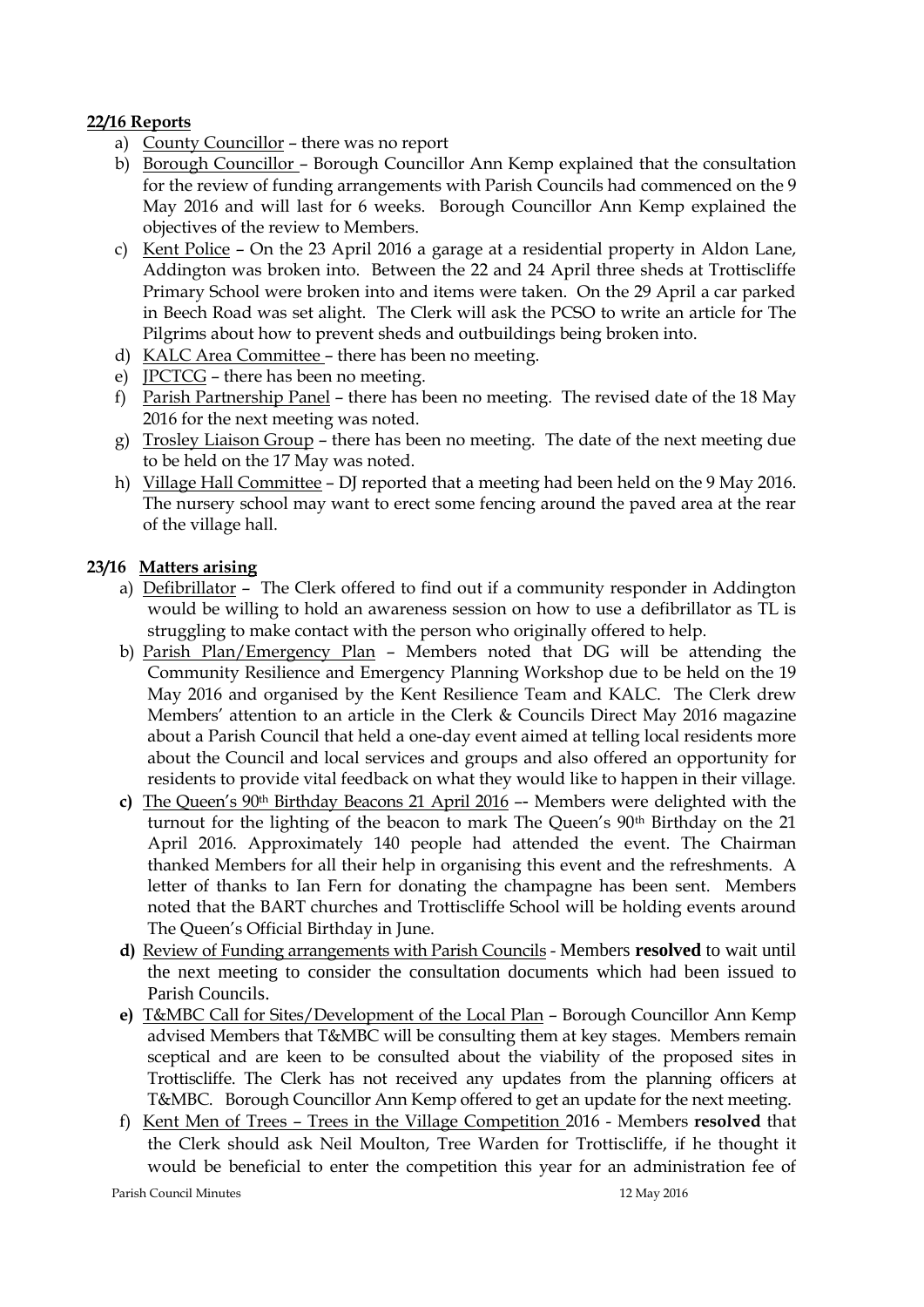**22/16 Reports**

a) County Councillor – there was no report

b) Borough Councillor – Borough Councillor Ann Kemp explained that the consultation for the review of funding arrangements with Parish Councils had commenced on the 9 May 2016 and will last for 6 weeks. Borough Councillor Ann Kemp explained the objectives of the review to Members.

c) Kent Police – On the 23 April 2016 a garage at a residential property in Aldon Lane, Addington was broken into. Between the 22 and 24 April three sheds at Trottiscliffe Primary School were broken into and items were taken. On the 29 April a car parked in Beech Road was set alight. The Clerk will ask the PCSO to write an article for The Pilgrims about how to prevent sheds and outbuildings being broken into.

d) KALC Area Committee – there has been no meeting.

e) JPCTCG – there has been no meeting.

f) Parish Partnership Panel – there has been no meeting. The revised date of the 18 May 2016 for the next meeting was noted.

g) Trosley Liaison Group – there has been no meeting. The date of the next meeting due to be held on the 17 May was noted.

h) Village Hall Committee – DJ reported that a meeting had been held on the 9 May 2016. The nursery school may want to erect some fencing around the paved area at the rear of the village hall.

**23/16 Matters arising**

a) Defibrillator – The Clerk offered to find out if a community responder in Addington would be willing to hold an awareness session on how to use a defibrillator as TL is struggling to make contact with the person who originally offered to help.

b) Parish Plan/Emergency Plan – Members noted that DG will be attending the Community Resilience and Emergency Planning Workshop due to be held on the 19 May 2016 and organised by the Kent Resilience Team and KALC. The Clerk drew Members' attention to an article in the Clerk & Councils Direct May 2016 magazine about a Parish Council that held a one-day event aimed at telling local residents more about the Council and local services and groups and also offered an opportunity for residents to provide vital feedback on what they would like to happen in their village.

c) The Queen's 90th Birthday Beacons 21 April 2016 –- Members were delighted with the turnout for the lighting of the beacon to mark The Queen's 90th Birthday on the 21 April 2016. Approximately 140 people had attended the event. The Chairman thanked Members for all their help in organising this event and the refreshments. A letter of thanks to Ian Fern for donating the champagne has been sent. Members noted that the BART churches and Trottiscliffe School will be holding events around The Queen's Official Birthday in June.

d) Review of Funding arrangements with Parish Councils - Members **resolved** to wait until the next meeting to consider the consultation documents which had been issued to Parish Councils.

e) T&MBC Call for Sites/Development of the Local Plan – Borough Councillor Ann Kemp advised Members that T&MBC will be consulting them at key stages. Members remain sceptical and are keen to be consulted about the viability of the proposed sites in Trottiscliffe. The Clerk has not received any updates from the planning officers at T&MBC. Borough Councillor Ann Kemp offered to get an update for the next meeting.

f) Kent Men of Trees – Trees in the Village Competition 2016 - Members **resolved** that the Clerk should ask Neil Moulton, Tree Warden for Trottiscliffe, if he thought it would be beneficial to enter the competition this year for an administration fee of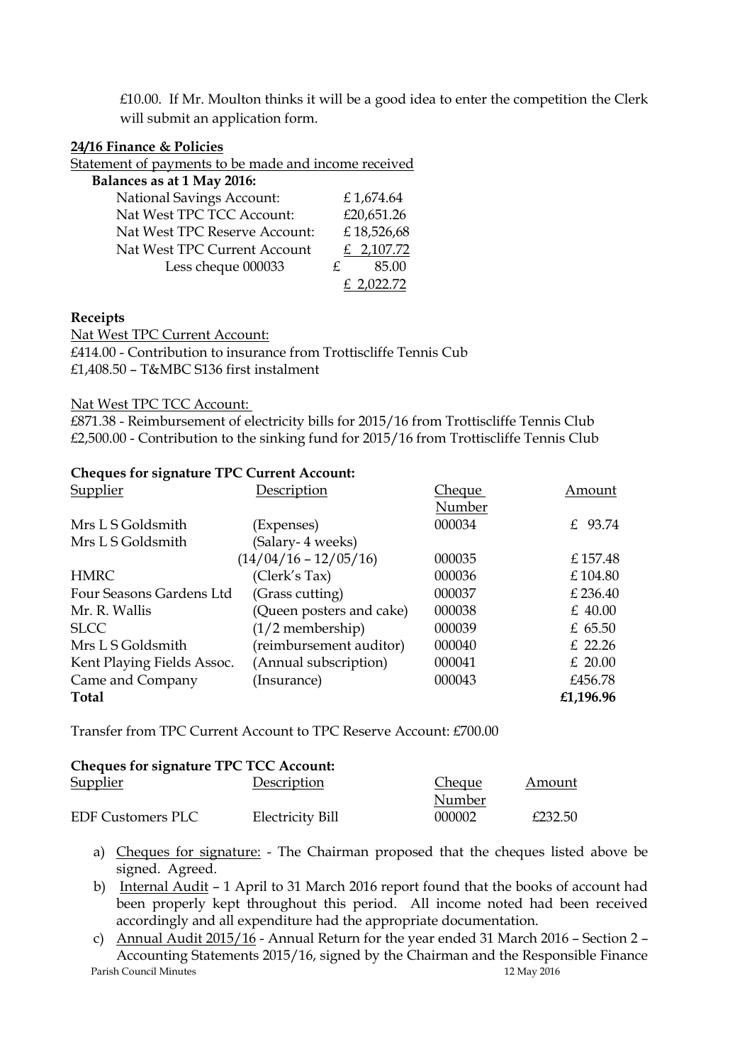£10.00. If Mr. Moulton thinks it will be a good idea to enter the competition the Clerk will submit an application form.

**24/16 Finance & Policies**

Statement of payments to be made and income received

**Balances as at 1 May 2016:**

| | |
|---|---|
| National Savings Account: | £ 1,674.64 |
| Nat West TPC TCC Account: | £20,651.26 |
| Nat West TPC Reserve Account: | £ 18,526,68 |
| Nat West TPC Current Account | £ 2,107.72 |
| Less cheque 000033 | £ 85.00 |
| | £ 2,022.72 |

**Receipts**

Nat West TPC Current Account:
£414.00 - Contribution to insurance from Trottiscliffe Tennis Cub
£1,408.50 – T&MBC S136 first instalment

Nat West TPC TCC Account:
£871.38 - Reimbursement of electricity bills for 2015/16 from Trottiscliffe Tennis Club
£2,500.00 - Contribution to the sinking fund for 2015/16 from Trottiscliffe Tennis Club

**Cheques for signature TPC Current Account:**

| Supplier | Description | Cheque Number | Amount |
|---|---|---|---|
| Mrs L S Goldsmith | (Expenses) | 000034 | £ 93.74 |
| Mrs L S Goldsmith | (Salary- 4 weeks) (14/04/16 – 12/05/16) | 000035 | £ 157.48 |
| HMRC | (Clerk's Tax) | 000036 | £ 104.80 |
| Four Seasons Gardens Ltd | (Grass cutting) | 000037 | £ 236.40 |
| Mr. R. Wallis | (Queen posters and cake) | 000038 | £ 40.00 |
| SLCC | (1/2 membership) | 000039 | £ 65.50 |
| Mrs L S Goldsmith | (reimbursement auditor) | 000040 | £ 22.26 |
| Kent Playing Fields Assoc. | (Annual subscription) | 000041 | £ 20.00 |
| Came and Company | (Insurance) | 000043 | £456.78 |
| **Total** | | | **£1,196.96** |

Transfer from TPC Current Account to TPC Reserve Account: £700.00

**Cheques for signature TPC TCC Account:**

| Supplier | Description | Cheque Number | Amount |
|---|---|---|---|
| EDF Customers PLC | Electricity Bill | 000002 | £232.50 |

a) Cheques for signature: - The Chairman proposed that the cheques listed above be signed. Agreed.
b) Internal Audit – 1 April to 31 March 2016 report found that the books of account had been properly kept throughout this period. All income noted had been received accordingly and all expenditure had the appropriate documentation.
c) Annual Audit 2015/16 - Annual Return for the year ended 31 March 2016 – Section 2 – Accounting Statements 2015/16, signed by the Chairman and the Responsible Finance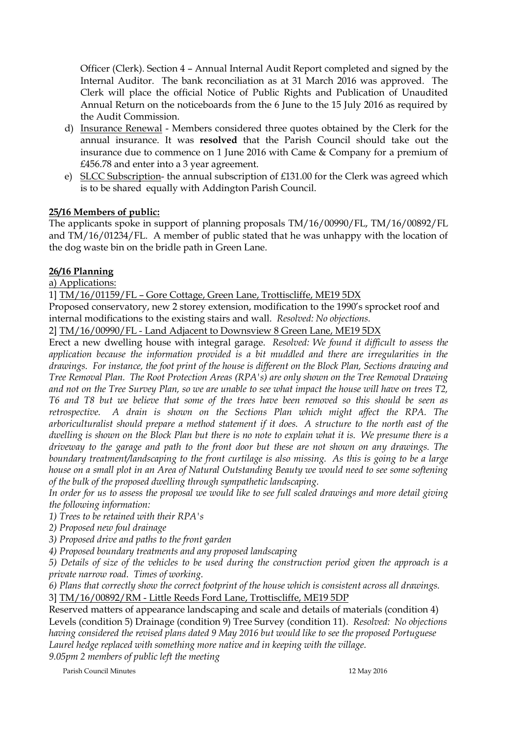Officer (Clerk). Section 4 – Annual Internal Audit Report completed and signed by the Internal Auditor. The bank reconciliation as at 31 March 2016 was approved. The Clerk will place the official Notice of Public Rights and Publication of Unaudited Annual Return on the noticeboards from the 6 June to the 15 July 2016 as required by the Audit Commission.

d) Insurance Renewal - Members considered three quotes obtained by the Clerk for the annual insurance. It was **resolved** that the Parish Council should take out the insurance due to commence on 1 June 2016 with Came & Company for a premium of £456.78 and enter into a 3 year agreement.

e) SLCC Subscription- the annual subscription of £131.00 for the Clerk was agreed which is to be shared equally with Addington Parish Council.

**25/16 Members of public:**

The applicants spoke in support of planning proposals TM/16/00990/FL, TM/16/00892/FL and TM/16/01234/FL. A member of public stated that he was unhappy with the location of the dog waste bin on the bridle path in Green Lane.

**26/16 Planning**

a) Applications:

1] TM/16/01159/FL – Gore Cottage, Green Lane, Trottiscliffe, ME19 5DX

Proposed conservatory, new 2 storey extension, modification to the 1990's sprocket roof and internal modifications to the existing stairs and wall. *Resolved: No objections.*

2] TM/16/00990/FL - Land Adjacent to Downsview 8 Green Lane, ME19 5DX

Erect a new dwelling house with integral garage. *Resolved: We found it difficult to assess the application because the information provided is a bit muddled and there are irregularities in the drawings. For instance, the foot print of the house is different on the Block Plan, Sections drawing and Tree Removal Plan. The Root Protection Areas (RPA's) are only shown on the Tree Removal Drawing and not on the Tree Survey Plan, so we are unable to see what impact the house will have on trees T2, T6 and T8 but we believe that some of the trees have been removed so this should be seen as retrospective. A drain is shown on the Sections Plan which might affect the RPA. The arboriculturalist should prepare a method statement if it does. A structure to the north east of the dwelling is shown on the Block Plan but there is no note to explain what it is. We presume there is a driveway to the garage and path to the front door but these are not shown on any drawings. The boundary treatment/landscaping to the front curtilage is also missing. As this is going to be a large house on a small plot in an Area of Natural Outstanding Beauty we would need to see some softening of the bulk of the proposed dwelling through sympathetic landscaping.*

*In order for us to assess the proposal we would like to see full scaled drawings and more detail giving the following information:*

*1) Trees to be retained with their RPA's*

*2) Proposed new foul drainage*

*3) Proposed drive and paths to the front garden*

*4) Proposed boundary treatments and any proposed landscaping*

*5) Details of size of the vehicles to be used during the construction period given the approach is a private narrow road. Times of working.*

*6) Plans that correctly show the correct footprint of the house which is consistent across all drawings.*

3] TM/16/00892/RM - Little Reeds Ford Lane, Trottiscliffe, ME19 5DP

Reserved matters of appearance landscaping and scale and details of materials (condition 4) Levels (condition 5) Drainage (condition 9) Tree Survey (condition 11). *Resolved: No objections having considered the revised plans dated 9 May 2016 but would like to see the proposed Portuguese Laurel hedge replaced with something more native and in keeping with the village.*

*9.05pm 2 members of public left the meeting*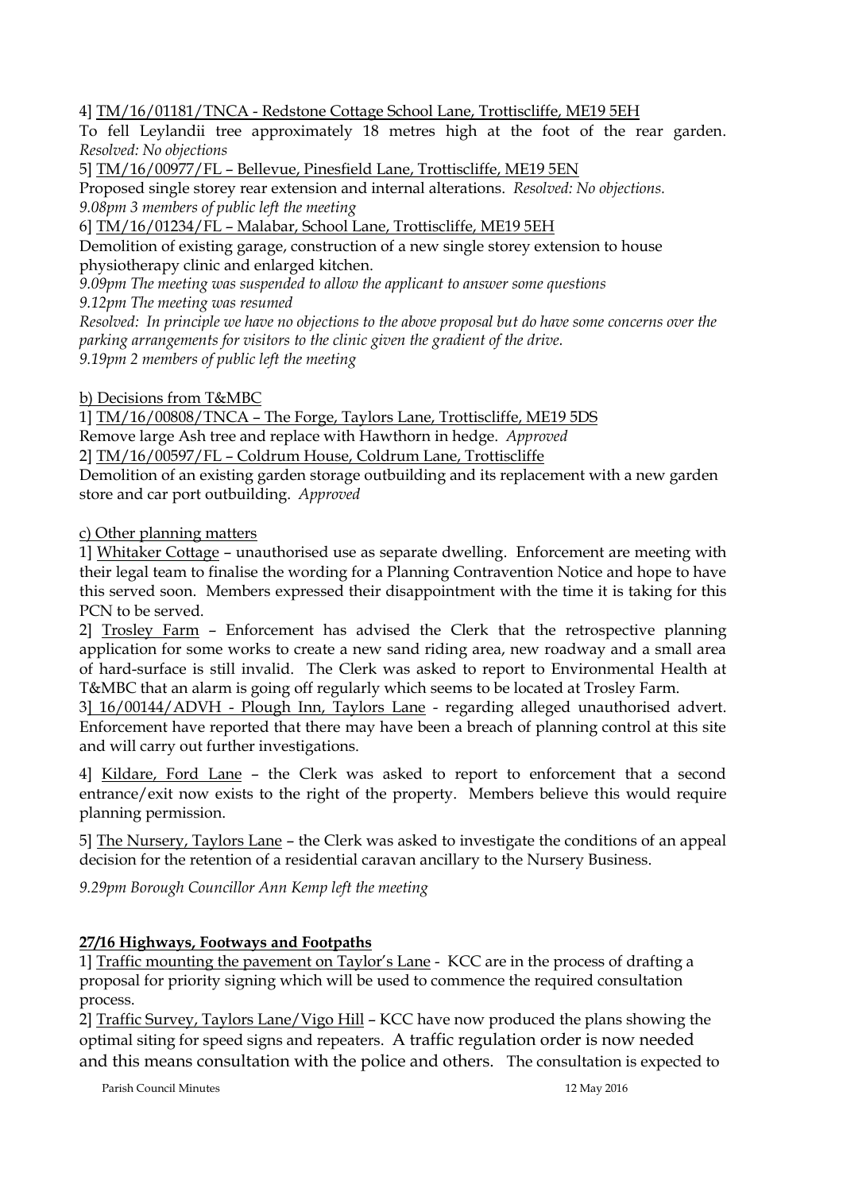4] <u>TM/16/01181/TNCA - Redstone Cottage School Lane, Trottiscliffe, ME19 5EH</u>

To fell Leylandii tree approximately 18 metres high at the foot of the rear garden. *Resolved: No objections*

5] <u>TM/16/00977/FL – Bellevue, Pinesfield Lane, Trottiscliffe, ME19 5EN</u>

Proposed single storey rear extension and internal alterations. *Resolved: No objections.*

*9.08pm 3 members of public left the meeting*

6] <u>TM/16/01234/FL – Malabar, School Lane, Trottiscliffe, ME19 5EH</u>

Demolition of existing garage, construction of a new single storey extension to house physiotherapy clinic and enlarged kitchen.

*9.09pm The meeting was suspended to allow the applicant to answer some questions*

*9.12pm The meeting was resumed*

*Resolved: In principle we have no objections to the above proposal but do have some concerns over the parking arrangements for visitors to the clinic given the gradient of the drive.*

*9.19pm 2 members of public left the meeting*

<u>b) Decisions from T&MBC</u>

1] <u>TM/16/00808/TNCA – The Forge, Taylors Lane, Trottiscliffe, ME19 5DS</u>

Remove large Ash tree and replace with Hawthorn in hedge. *Approved*

2] <u>TM/16/00597/FL – Coldrum House, Coldrum Lane, Trottiscliffe</u>

Demolition of an existing garden storage outbuilding and its replacement with a new garden store and car port outbuilding. *Approved*

<u>c) Other planning matters</u>

1] <u>Whitaker Cottage</u> – unauthorised use as separate dwelling. Enforcement are meeting with their legal team to finalise the wording for a Planning Contravention Notice and hope to have this served soon. Members expressed their disappointment with the time it is taking for this PCN to be served.

2] <u>Trosley Farm</u> – Enforcement has advised the Clerk that the retrospective planning application for some works to create a new sand riding area, new roadway and a small area of hard-surface is still invalid. The Clerk was asked to report to Environmental Health at T&MBC that an alarm is going off regularly which seems to be located at Trosley Farm.

3<u>] 16/00144/ADVH - Plough Inn, Taylors Lane</u> - regarding alleged unauthorised advert. Enforcement have reported that there may have been a breach of planning control at this site and will carry out further investigations.

4] <u>Kildare, Ford Lane</u> – the Clerk was asked to report to enforcement that a second entrance/exit now exists to the right of the property. Members believe this would require planning permission.

5] <u>The Nursery, Taylors Lane</u> – the Clerk was asked to investigate the conditions of an appeal decision for the retention of a residential caravan ancillary to the Nursery Business.

*9.29pm Borough Councillor Ann Kemp left the meeting*

**<u>27/16 Highways, Footways and Footpaths</u>**

1] <u>Traffic mounting the pavement on Taylor's Lane</u> - KCC are in the process of drafting a proposal for priority signing which will be used to commence the required consultation process.

2] <u>Traffic Survey, Taylors Lane/Vigo Hill</u> – KCC have now produced the plans showing the optimal siting for speed signs and repeaters. A traffic regulation order is now needed and this means consultation with the police and others. The consultation is expected to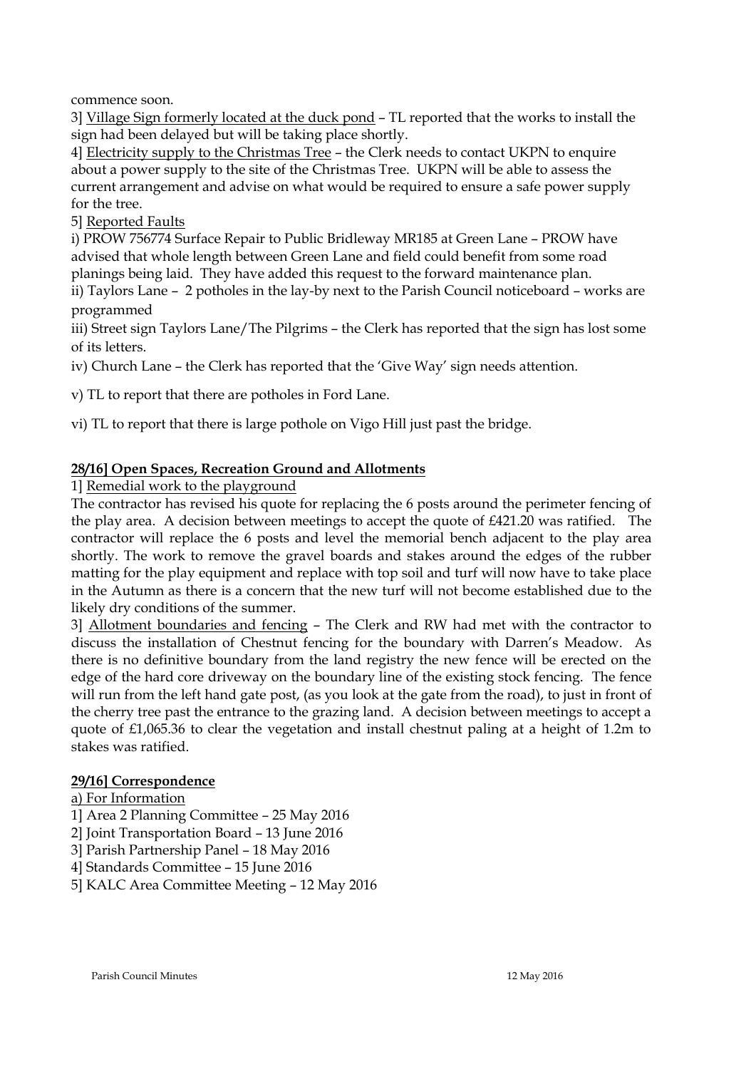commence soon.

3] Village Sign formerly located at the duck pond – TL reported that the works to install the sign had been delayed but will be taking place shortly.

4] Electricity supply to the Christmas Tree – the Clerk needs to contact UKPN to enquire about a power supply to the site of the Christmas Tree. UKPN will be able to assess the current arrangement and advise on what would be required to ensure a safe power supply for the tree.

5] Reported Faults

i) PROW 756774 Surface Repair to Public Bridleway MR185 at Green Lane – PROW have advised that whole length between Green Lane and field could benefit from some road planings being laid. They have added this request to the forward maintenance plan.

ii) Taylors Lane – 2 potholes in the lay-by next to the Parish Council noticeboard – works are programmed

iii) Street sign Taylors Lane/The Pilgrims – the Clerk has reported that the sign has lost some of its letters.

iv) Church Lane – the Clerk has reported that the 'Give Way' sign needs attention.

v) TL to report that there are potholes in Ford Lane.

vi) TL to report that there is large pothole on Vigo Hill just past the bridge.

**28/16] Open Spaces, Recreation Ground and Allotments**

1] Remedial work to the playground

The contractor has revised his quote for replacing the 6 posts around the perimeter fencing of the play area. A decision between meetings to accept the quote of £421.20 was ratified. The contractor will replace the 6 posts and level the memorial bench adjacent to the play area shortly. The work to remove the gravel boards and stakes around the edges of the rubber matting for the play equipment and replace with top soil and turf will now have to take place in the Autumn as there is a concern that the new turf will not become established due to the likely dry conditions of the summer.

3] Allotment boundaries and fencing – The Clerk and RW had met with the contractor to discuss the installation of Chestnut fencing for the boundary with Darren's Meadow. As there is no definitive boundary from the land registry the new fence will be erected on the edge of the hard core driveway on the boundary line of the existing stock fencing. The fence will run from the left hand gate post, (as you look at the gate from the road), to just in front of the cherry tree past the entrance to the grazing land. A decision between meetings to accept a quote of £1,065.36 to clear the vegetation and install chestnut paling at a height of 1.2m to stakes was ratified.

**29/16] Correspondence**

a) For Information

1] Area 2 Planning Committee – 25 May 2016

2] Joint Transportation Board – 13 June 2016

3] Parish Partnership Panel – 18 May 2016

4] Standards Committee – 15 June 2016

5] KALC Area Committee Meeting – 12 May 2016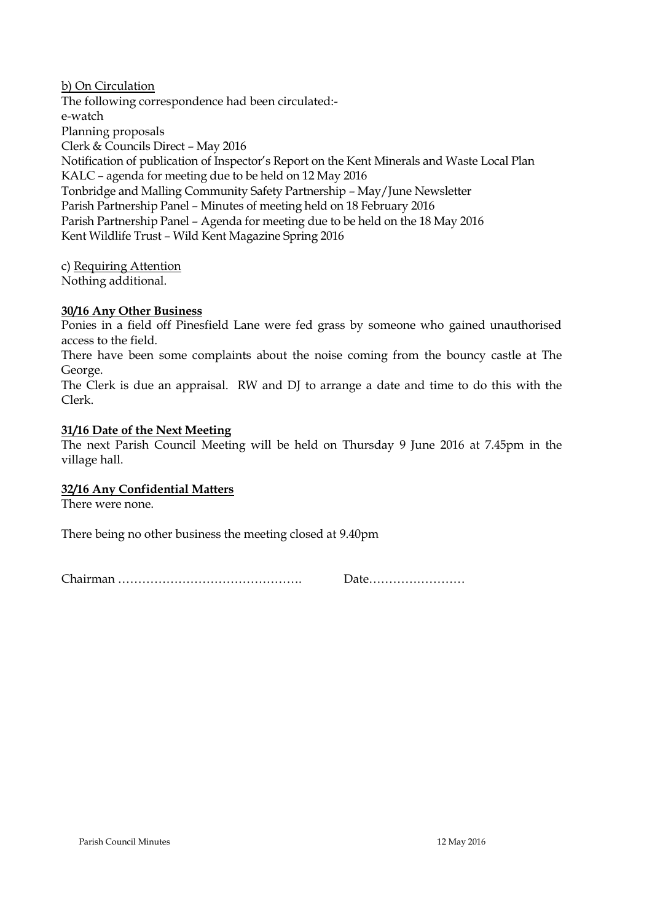<u>b) On Circulation</u>

The following correspondence had been circulated:-

e-watch

Planning proposals

Clerk & Councils Direct – May 2016

Notification of publication of Inspector's Report on the Kent Minerals and Waste Local Plan

KALC – agenda for meeting due to be held on 12 May 2016

Tonbridge and Malling Community Safety Partnership – May/June Newsletter

Parish Partnership Panel – Minutes of meeting held on 18 February 2016

Parish Partnership Panel – Agenda for meeting due to be held on the 18 May 2016

Kent Wildlife Trust – Wild Kent Magazine Spring 2016

c) <u>Requiring Attention</u>

Nothing additional.

**30/16 Any Other Business**

Ponies in a field off Pinesfield Lane were fed grass by someone who gained unauthorised access to the field.

There have been some complaints about the noise coming from the bouncy castle at The George.

The Clerk is due an appraisal. RW and DJ to arrange a date and time to do this with the Clerk.

**31/16 Date of the Next Meeting**

The next Parish Council Meeting will be held on Thursday 9 June 2016 at 7.45pm in the village hall.

**32/16 Any Confidential Matters**

There were none.

There being no other business the meeting closed at 9.40pm

Chairman ………………………………………. Date……………………